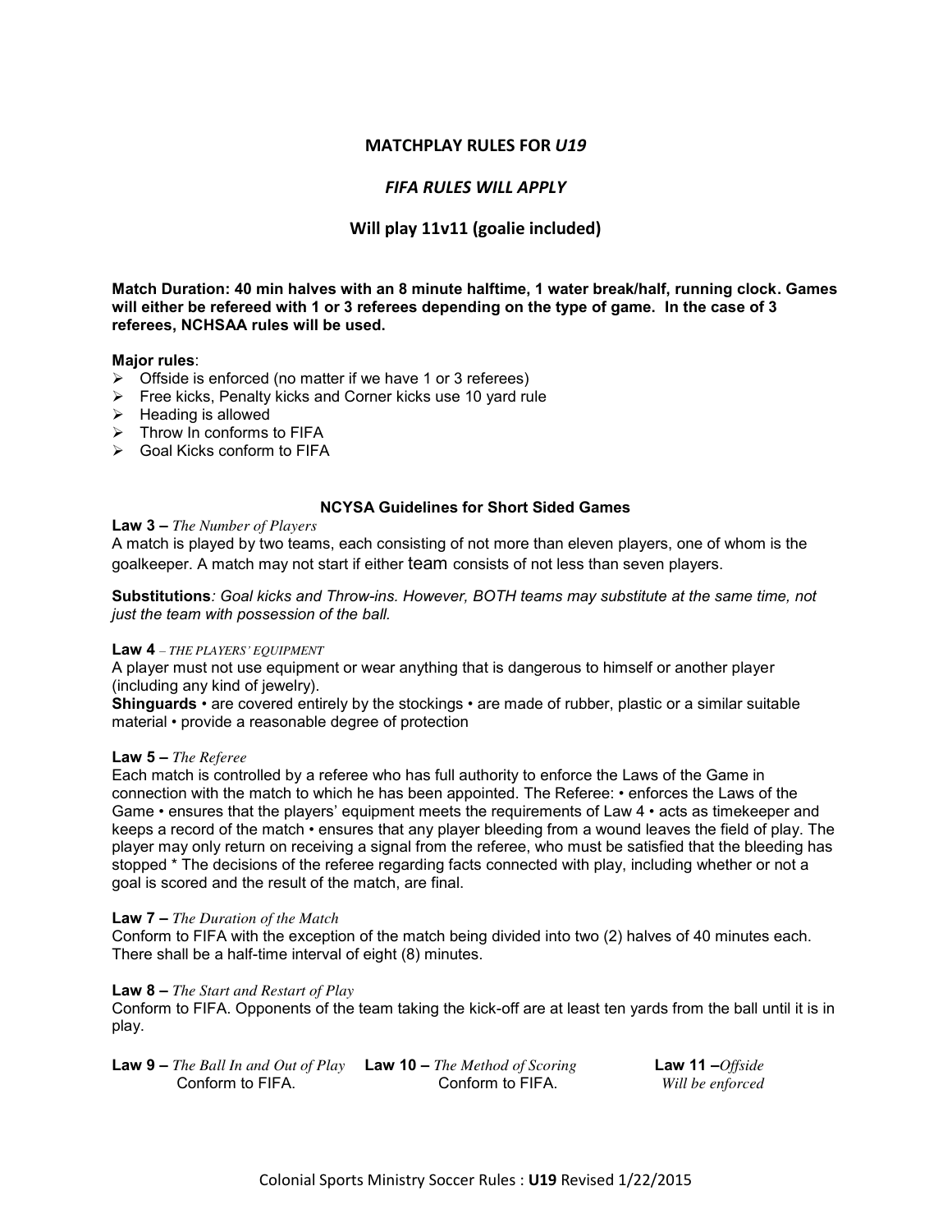## MATCHPLAY RULES FOR *U19*

### *FIFA RULES WILL APPLY*

### Will play 11v11 (goalie included)

**Match Duration: 40 min halves with an 8 minute halftime, 1 water break/half, running clock. Games will either be refereed with 1 or 3 referees depending on the type of game. In the case of 3 referees, NCHSAA rules will be used.**

**Major rules**:

- Offside is enforced (no matter if we have 1 or 3 referees)
- Free kicks, Penalty kicks and Corner kicks use 10 yard rule
- Heading is allowed
- Throw In conforms to FIFA
- Goal Kicks conform to FIFA

### NCYSA Guidelines for Short Sided Games

**Law 3 –** *The Number of Players*

A match is played by two teams, each consisting of not more than eleven players, one of whom is the goalkeeper. A match may not start if either team consists of not less than seven players.

**Substitutions***: Goal kicks and Throw-ins. However, BOTH teams may substitute at the same time, not just the team with possession of the ball.*

**Law 4** *– THE PLAYERS' EQUIPMENT*

A player must not use equipment or wear anything that is dangerous to himself or another player (including any kind of jewelry).

**Shinguards** • are covered entirely by the stockings • are made of rubber, plastic or a similar suitable material • provide a reasonable degree of protection

**Law 5 –** *The Referee*

Each match is controlled by a referee who has full authority to enforce the Laws of the Game in connection with the match to which he has been appointed. The Referee: • enforces the Laws of the Game • ensures that the players' equipment meets the requirements of Law 4 • acts as timekeeper and keeps a record of the match • ensures that any player bleeding from a wound leaves the field of play. The player may only return on receiving a signal from the referee, who must be satisfied that the bleeding has stopped * The decisions of the referee regarding facts connected with play, including whether or not a goal is scored and the result of the match, are final.

**Law 7 –** *The Duration of the Match*

Conform to FIFA with the exception of the match being divided into two (2) halves of 40 minutes each. There shall be a half-time interval of eight (8) minutes.

**Law 8 –** *The Start and Restart of Play*

Conform to FIFA. Opponents of the team taking the kick-off are at least ten yards from the ball until it is in play.

**Law 9 –** *The Ball In and Out of Play*
Conform to FIFA.

**Law 10 –** *The Method of Scoring*
Conform to FIFA.

**Law 11 –***Offside*
*Will be enforced*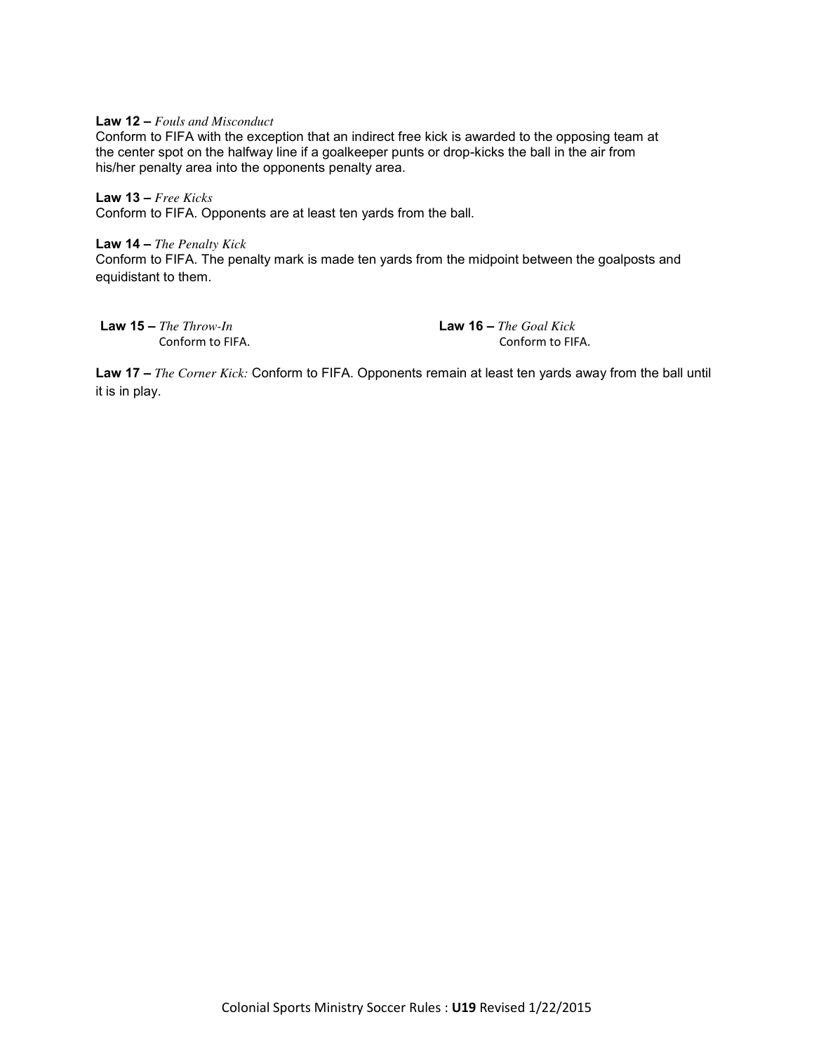**Law 12 –** *Fouls and Misconduct*
Conform to FIFA with the exception that an indirect free kick is awarded to the opposing team at the center spot on the halfway line if a goalkeeper punts or drop-kicks the ball in the air from his/her penalty area into the opponents penalty area.

**Law 13 –** *Free Kicks*
Conform to FIFA. Opponents are at least ten yards from the ball.

**Law 14 –** *The Penalty Kick*
Conform to FIFA. The penalty mark is made ten yards from the midpoint between the goalposts and equidistant to them.

**Law 15 –** *The Throw-In*
Conform to FIFA.

**Law 16 –** *The Goal Kick*
Conform to FIFA.

**Law 17 –** *The Corner Kick:* Conform to FIFA. Opponents remain at least ten yards away from the ball until it is in play.